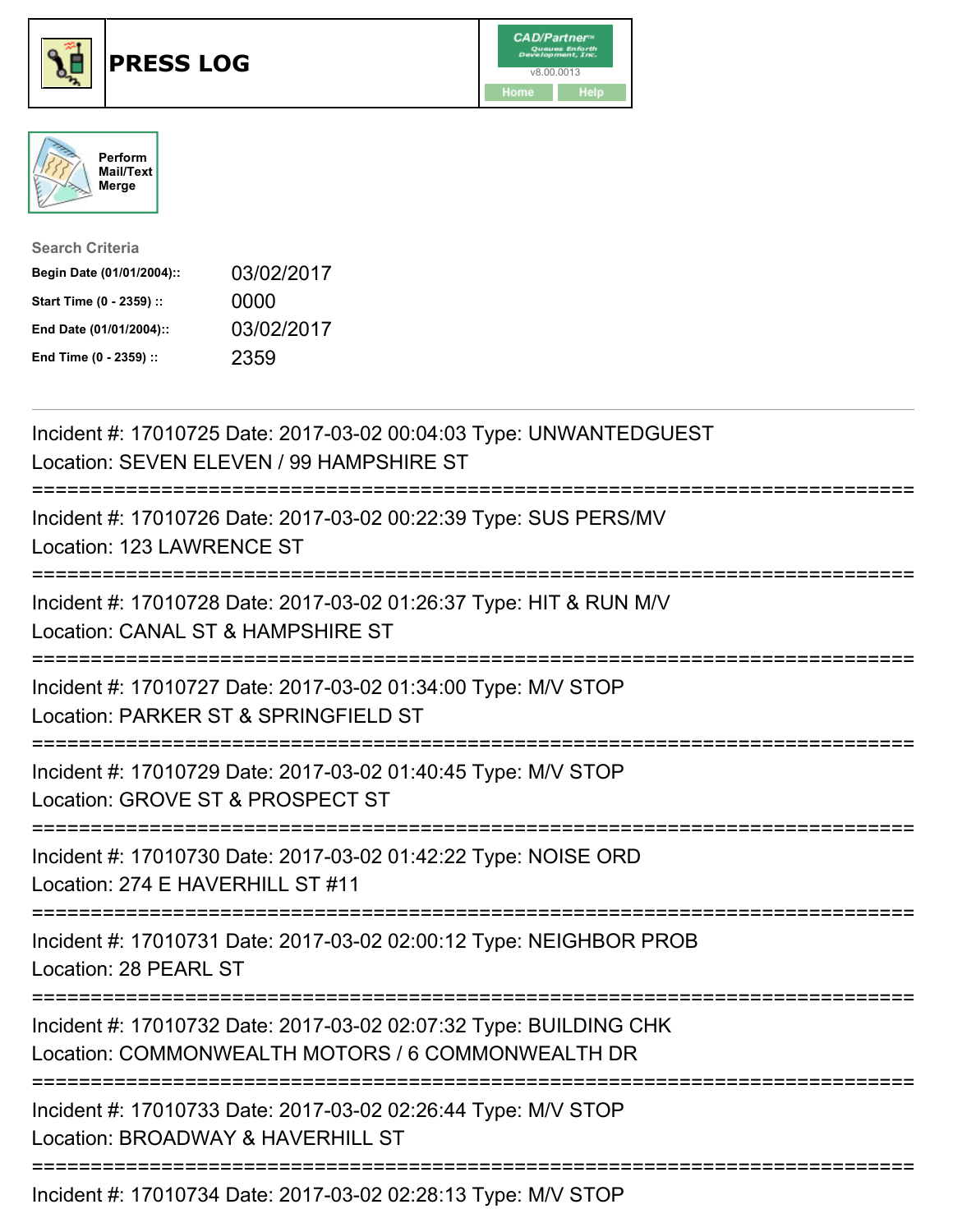# PRESS LOG

CAD/Partner
v8.00.0013
Home Help

Perform Mail/Text Merge

**Search Criteria**

| | |
|---|---|
| **Begin Date (01/01/2004)::** | 03/02/2017 |
| **Start Time (0 - 2359) ::** | 0000 |
| **End Date (01/01/2004)::** | 03/02/2017 |
| **End Time (0 - 2359) ::** | 2359 |

---

Incident #: 17010725 Date: 2017-03-02 00:04:03 Type: UNWANTEDGUEST
Location: SEVEN ELEVEN / 99 HAMPSHIRE ST

===========================================================================

Incident #: 17010726 Date: 2017-03-02 00:22:39 Type: SUS PERS/MV
Location: 123 LAWRENCE ST

===========================================================================

Incident #: 17010728 Date: 2017-03-02 01:26:37 Type: HIT & RUN M/V
Location: CANAL ST & HAMPSHIRE ST

===========================================================================

Incident #: 17010727 Date: 2017-03-02 01:34:00 Type: M/V STOP
Location: PARKER ST & SPRINGFIELD ST

===========================================================================

Incident #: 17010729 Date: 2017-03-02 01:40:45 Type: M/V STOP
Location: GROVE ST & PROSPECT ST

===========================================================================

Incident #: 17010730 Date: 2017-03-02 01:42:22 Type: NOISE ORD
Location: 274 E HAVERHILL ST #11

===========================================================================

Incident #: 17010731 Date: 2017-03-02 02:00:12 Type: NEIGHBOR PROB
Location: 28 PEARL ST

===========================================================================

Incident #: 17010732 Date: 2017-03-02 02:07:32 Type: BUILDING CHK
Location: COMMONWEALTH MOTORS / 6 COMMONWEALTH DR

===========================================================================

Incident #: 17010733 Date: 2017-03-02 02:26:44 Type: M/V STOP
Location: BROADWAY & HAVERHILL ST

===========================================================================

Incident #: 17010734 Date: 2017-03-02 02:28:13 Type: M/V STOP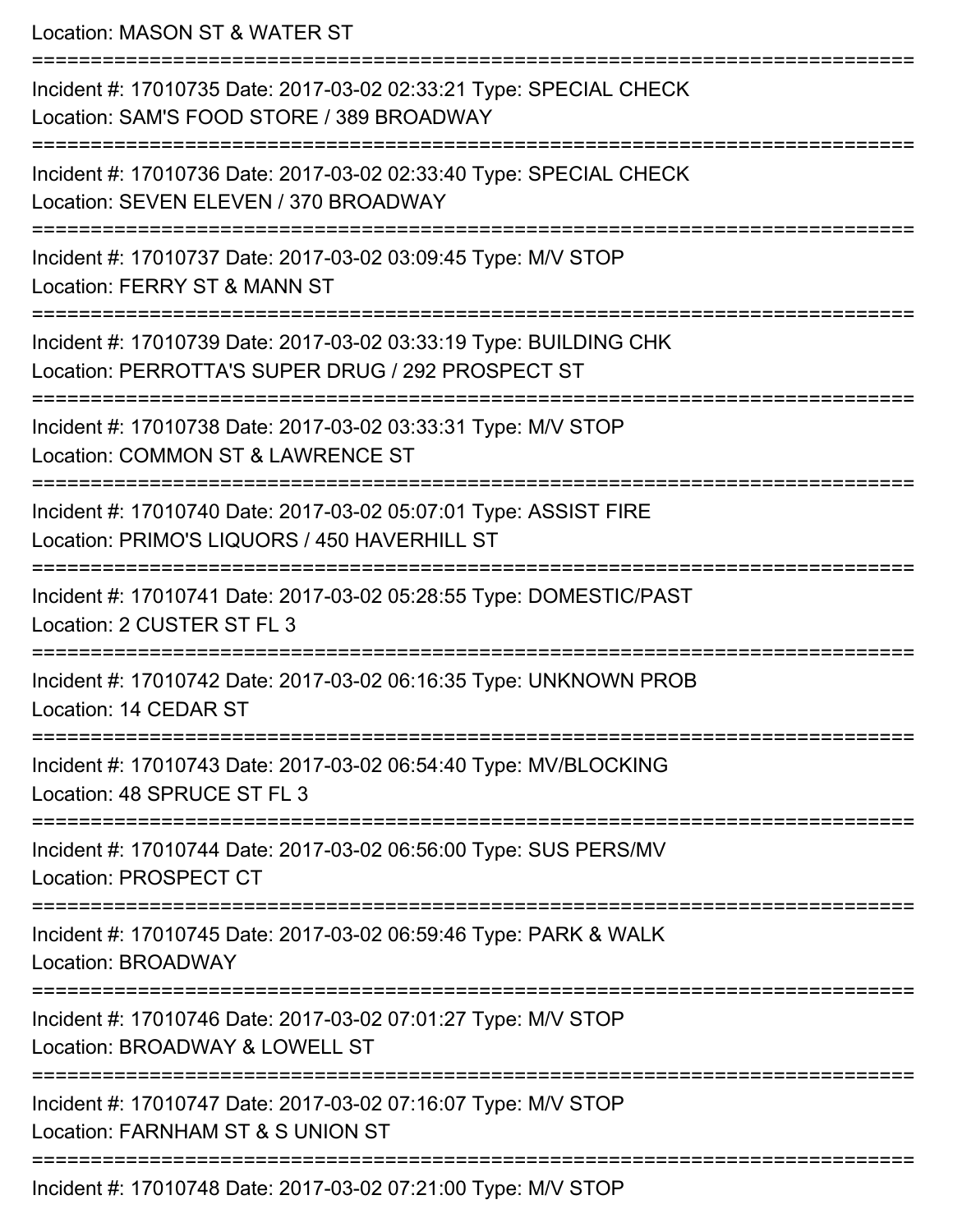Location: MASON ST & WATER ST

===========================================================================

Incident #: 17010735 Date: 2017-03-02 02:33:21 Type: SPECIAL CHECK
Location: SAM'S FOOD STORE / 389 BROADWAY

===========================================================================

Incident #: 17010736 Date: 2017-03-02 02:33:40 Type: SPECIAL CHECK
Location: SEVEN ELEVEN / 370 BROADWAY

===========================================================================

Incident #: 17010737 Date: 2017-03-02 03:09:45 Type: M/V STOP
Location: FERRY ST & MANN ST

===========================================================================

Incident #: 17010739 Date: 2017-03-02 03:33:19 Type: BUILDING CHK
Location: PERROTTA'S SUPER DRUG / 292 PROSPECT ST

===========================================================================

Incident #: 17010738 Date: 2017-03-02 03:33:31 Type: M/V STOP
Location: COMMON ST & LAWRENCE ST

===========================================================================

Incident #: 17010740 Date: 2017-03-02 05:07:01 Type: ASSIST FIRE
Location: PRIMO'S LIQUORS / 450 HAVERHILL ST

===========================================================================

Incident #: 17010741 Date: 2017-03-02 05:28:55 Type: DOMESTIC/PAST
Location: 2 CUSTER ST FL 3

===========================================================================

Incident #: 17010742 Date: 2017-03-02 06:16:35 Type: UNKNOWN PROB
Location: 14 CEDAR ST

===========================================================================

Incident #: 17010743 Date: 2017-03-02 06:54:40 Type: MV/BLOCKING
Location: 48 SPRUCE ST FL 3

===========================================================================

Incident #: 17010744 Date: 2017-03-02 06:56:00 Type: SUS PERS/MV
Location: PROSPECT CT

===========================================================================

Incident #: 17010745 Date: 2017-03-02 06:59:46 Type: PARK & WALK
Location: BROADWAY

===========================================================================

Incident #: 17010746 Date: 2017-03-02 07:01:27 Type: M/V STOP
Location: BROADWAY & LOWELL ST

===========================================================================

Incident #: 17010747 Date: 2017-03-02 07:16:07 Type: M/V STOP
Location: FARNHAM ST & S UNION ST

===========================================================================

Incident #: 17010748 Date: 2017-03-02 07:21:00 Type: M/V STOP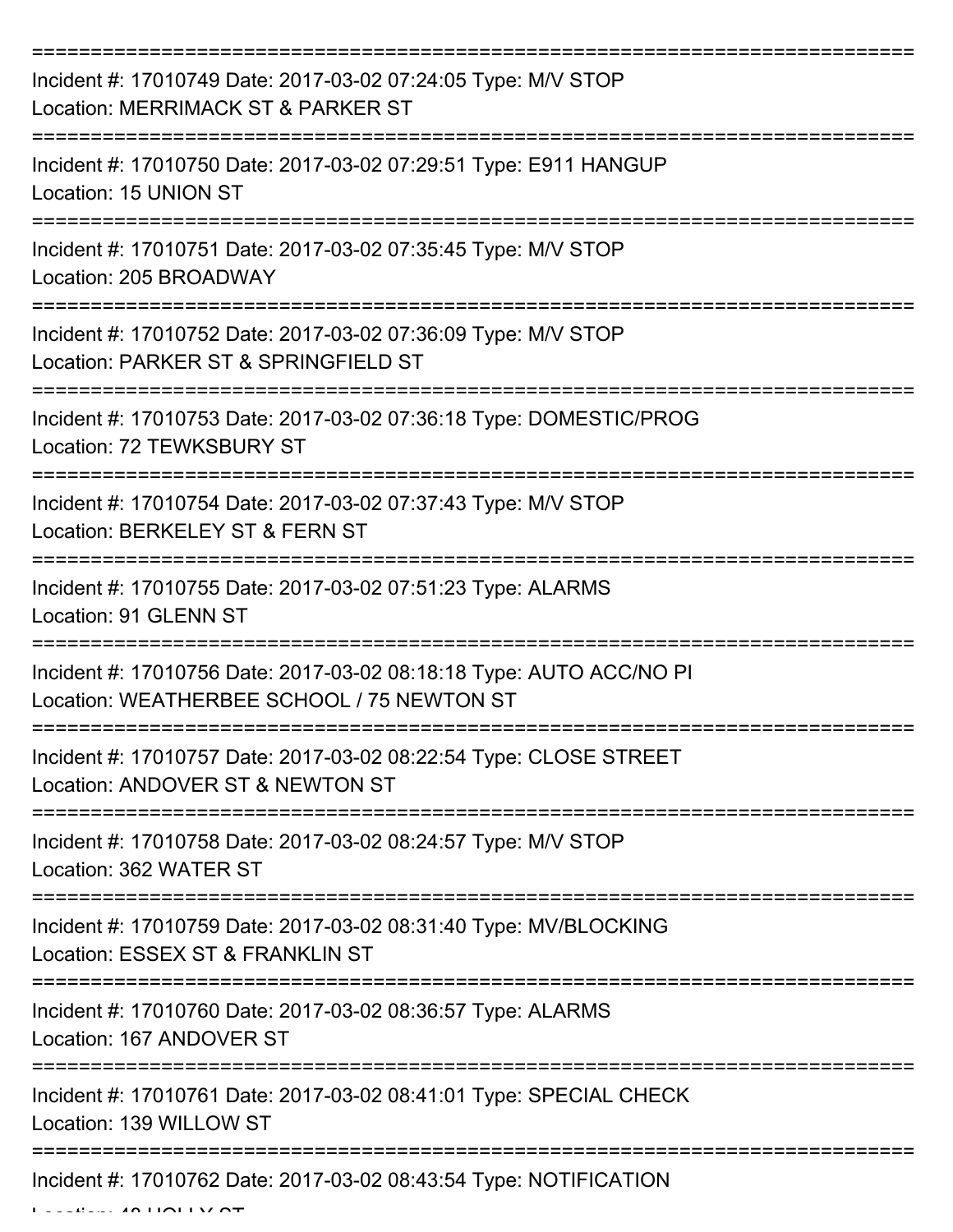===========================================================================

Incident #: 17010749 Date: 2017-03-02 07:24:05 Type: M/V STOP
Location: MERRIMACK ST & PARKER ST

===========================================================================

Incident #: 17010750 Date: 2017-03-02 07:29:51 Type: E911 HANGUP
Location: 15 UNION ST

===========================================================================

Incident #: 17010751 Date: 2017-03-02 07:35:45 Type: M/V STOP
Location: 205 BROADWAY

===========================================================================

Incident #: 17010752 Date: 2017-03-02 07:36:09 Type: M/V STOP
Location: PARKER ST & SPRINGFIELD ST

===========================================================================

Incident #: 17010753 Date: 2017-03-02 07:36:18 Type: DOMESTIC/PROG
Location: 72 TEWKSBURY ST

===========================================================================

Incident #: 17010754 Date: 2017-03-02 07:37:43 Type: M/V STOP
Location: BERKELEY ST & FERN ST

===========================================================================

Incident #: 17010755 Date: 2017-03-02 07:51:23 Type: ALARMS
Location: 91 GLENN ST

===========================================================================

Incident #: 17010756 Date: 2017-03-02 08:18:18 Type: AUTO ACC/NO PI
Location: WEATHERBEE SCHOOL / 75 NEWTON ST

===========================================================================

Incident #: 17010757 Date: 2017-03-02 08:22:54 Type: CLOSE STREET
Location: ANDOVER ST & NEWTON ST

===========================================================================

Incident #: 17010758 Date: 2017-03-02 08:24:57 Type: M/V STOP
Location: 362 WATER ST

===========================================================================

Incident #: 17010759 Date: 2017-03-02 08:31:40 Type: MV/BLOCKING
Location: ESSEX ST & FRANKLIN ST

===========================================================================

Incident #: 17010760 Date: 2017-03-02 08:36:57 Type: ALARMS
Location: 167 ANDOVER ST

===========================================================================

Incident #: 17010761 Date: 2017-03-02 08:41:01 Type: SPECIAL CHECK
Location: 139 WILLOW ST

===========================================================================

Incident #: 17010762 Date: 2017-03-02 08:43:54 Type: NOTIFICATION
Location: 48 HOLLY ST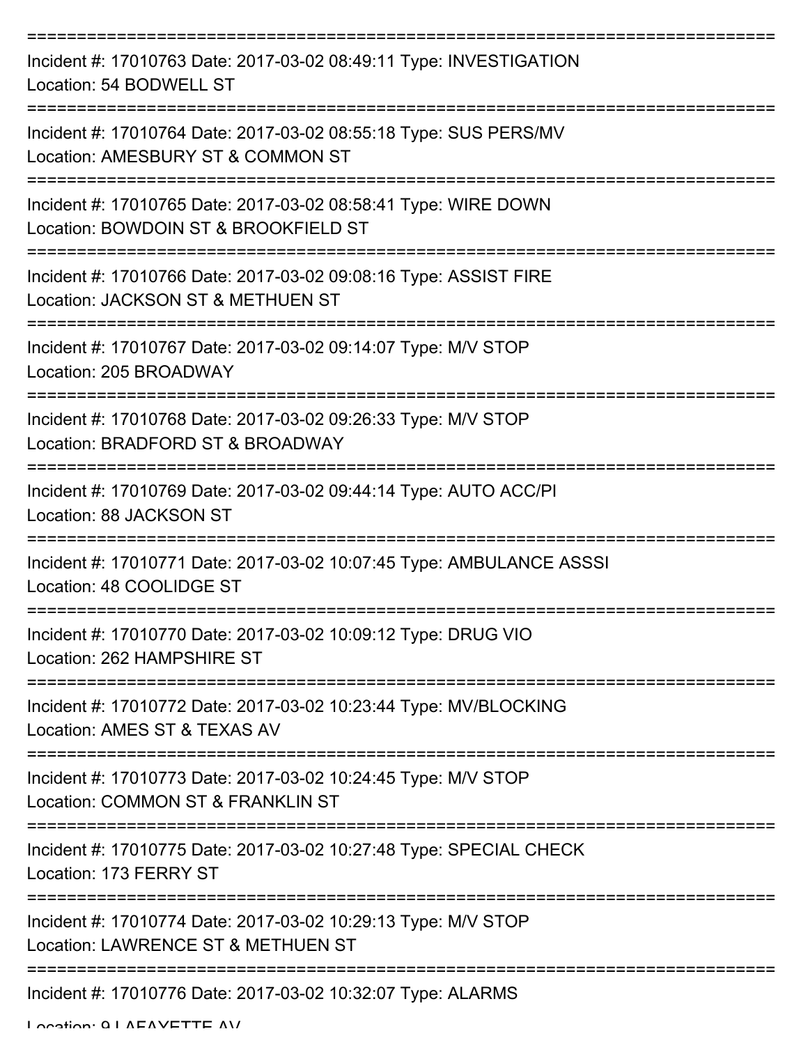===========================================================================
Incident #: 17010763 Date: 2017-03-02 08:49:11 Type: INVESTIGATION
Location: 54 BODWELL ST
===========================================================================
Incident #: 17010764 Date: 2017-03-02 08:55:18 Type: SUS PERS/MV
Location: AMESBURY ST & COMMON ST
===========================================================================
Incident #: 17010765 Date: 2017-03-02 08:58:41 Type: WIRE DOWN
Location: BOWDOIN ST & BROOKFIELD ST
===========================================================================
Incident #: 17010766 Date: 2017-03-02 09:08:16 Type: ASSIST FIRE
Location: JACKSON ST & METHUEN ST
===========================================================================
Incident #: 17010767 Date: 2017-03-02 09:14:07 Type: M/V STOP
Location: 205 BROADWAY
===========================================================================
Incident #: 17010768 Date: 2017-03-02 09:26:33 Type: M/V STOP
Location: BRADFORD ST & BROADWAY
===========================================================================
Incident #: 17010769 Date: 2017-03-02 09:44:14 Type: AUTO ACC/PI
Location: 88 JACKSON ST
===========================================================================
Incident #: 17010771 Date: 2017-03-02 10:07:45 Type: AMBULANCE ASSSI
Location: 48 COOLIDGE ST
===========================================================================
Incident #: 17010770 Date: 2017-03-02 10:09:12 Type: DRUG VIO
Location: 262 HAMPSHIRE ST
===========================================================================
Incident #: 17010772 Date: 2017-03-02 10:23:44 Type: MV/BLOCKING
Location: AMES ST & TEXAS AV
===========================================================================
Incident #: 17010773 Date: 2017-03-02 10:24:45 Type: M/V STOP
Location: COMMON ST & FRANKLIN ST
===========================================================================
Incident #: 17010775 Date: 2017-03-02 10:27:48 Type: SPECIAL CHECK
Location: 173 FERRY ST
===========================================================================
Incident #: 17010774 Date: 2017-03-02 10:29:13 Type: M/V STOP
Location: LAWRENCE ST & METHUEN ST
===========================================================================
Incident #: 17010776 Date: 2017-03-02 10:32:07 Type: ALARMS
Location: 9 LAFAYETTE AV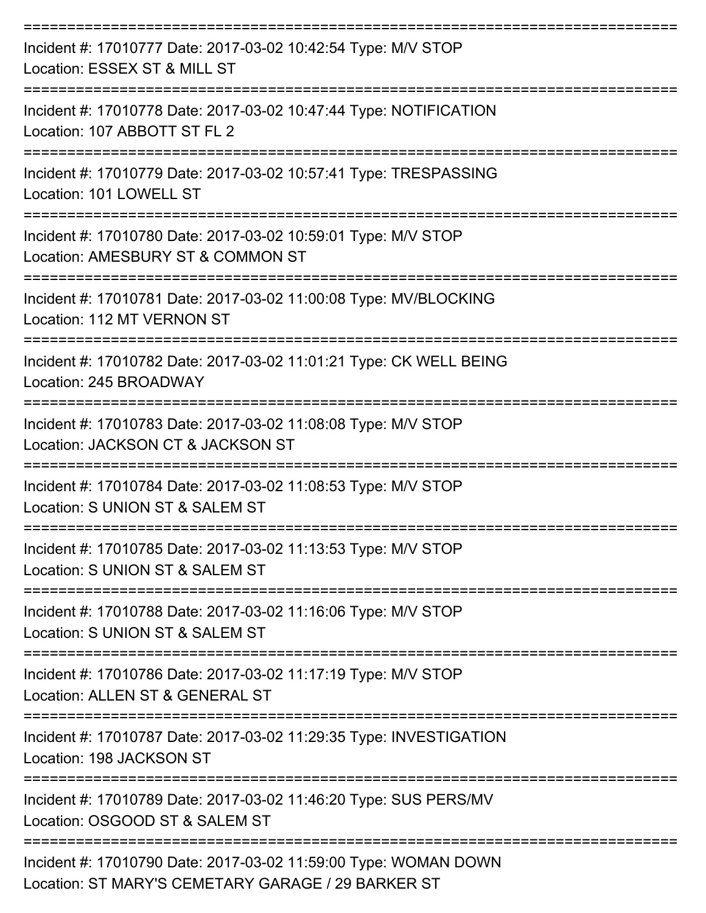===========================================================================

Incident #: 17010777 Date: 2017-03-02 10:42:54 Type: M/V STOP

Location: ESSEX ST & MILL ST

===========================================================================

Incident #: 17010778 Date: 2017-03-02 10:47:44 Type: NOTIFICATION

Location: 107 ABBOTT ST FL 2

===========================================================================

Incident #: 17010779 Date: 2017-03-02 10:57:41 Type: TRESPASSING

Location: 101 LOWELL ST

===========================================================================

Incident #: 17010780 Date: 2017-03-02 10:59:01 Type: M/V STOP

Location: AMESBURY ST & COMMON ST

===========================================================================

Incident #: 17010781 Date: 2017-03-02 11:00:08 Type: MV/BLOCKING

Location: 112 MT VERNON ST

===========================================================================

Incident #: 17010782 Date: 2017-03-02 11:01:21 Type: CK WELL BEING

Location: 245 BROADWAY

===========================================================================

Incident #: 17010783 Date: 2017-03-02 11:08:08 Type: M/V STOP

Location: JACKSON CT & JACKSON ST

===========================================================================

Incident #: 17010784 Date: 2017-03-02 11:08:53 Type: M/V STOP

Location: S UNION ST & SALEM ST

===========================================================================

Incident #: 17010785 Date: 2017-03-02 11:13:53 Type: M/V STOP

Location: S UNION ST & SALEM ST

===========================================================================

Incident #: 17010788 Date: 2017-03-02 11:16:06 Type: M/V STOP

Location: S UNION ST & SALEM ST

===========================================================================

Incident #: 17010786 Date: 2017-03-02 11:17:19 Type: M/V STOP

Location: ALLEN ST & GENERAL ST

===========================================================================

Incident #: 17010787 Date: 2017-03-02 11:29:35 Type: INVESTIGATION

Location: 198 JACKSON ST

===========================================================================

Incident #: 17010789 Date: 2017-03-02 11:46:20 Type: SUS PERS/MV

Location: OSGOOD ST & SALEM ST

===========================================================================

Incident #: 17010790 Date: 2017-03-02 11:59:00 Type: WOMAN DOWN

Location: ST MARY'S CEMETARY GARAGE / 29 BARKER ST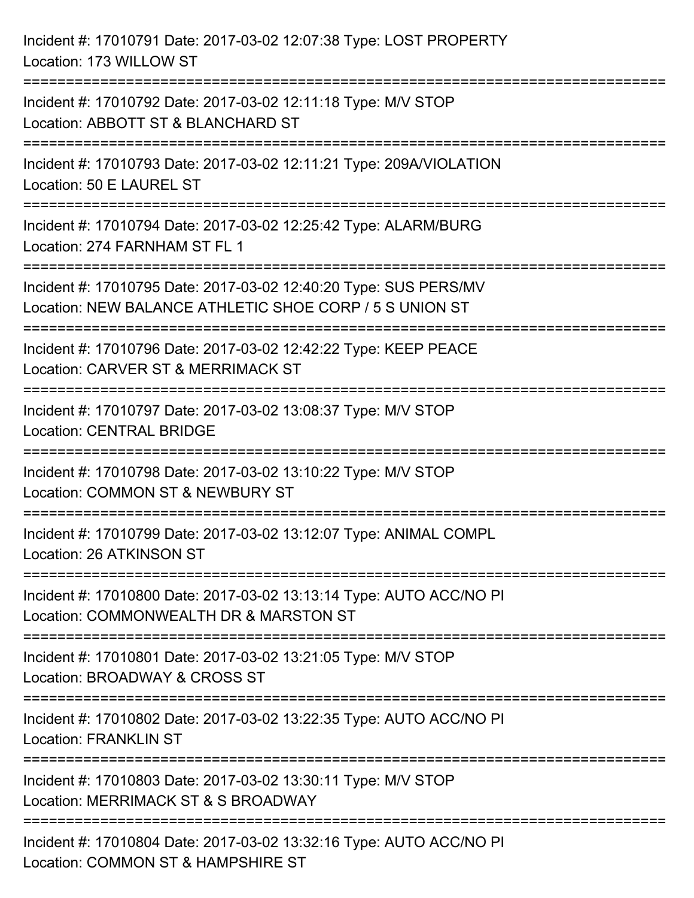Incident #: 17010791 Date: 2017-03-02 12:07:38 Type: LOST PROPERTY
Location: 173 WILLOW ST

===========================================================================

Incident #: 17010792 Date: 2017-03-02 12:11:18 Type: M/V STOP
Location: ABBOTT ST & BLANCHARD ST

===========================================================================

Incident #: 17010793 Date: 2017-03-02 12:11:21 Type: 209A/VIOLATION
Location: 50 E LAUREL ST

===========================================================================

Incident #: 17010794 Date: 2017-03-02 12:25:42 Type: ALARM/BURG
Location: 274 FARNHAM ST FL 1

===========================================================================

Incident #: 17010795 Date: 2017-03-02 12:40:20 Type: SUS PERS/MV
Location: NEW BALANCE ATHLETIC SHOE CORP / 5 S UNION ST

===========================================================================

Incident #: 17010796 Date: 2017-03-02 12:42:22 Type: KEEP PEACE
Location: CARVER ST & MERRIMACK ST

===========================================================================

Incident #: 17010797 Date: 2017-03-02 13:08:37 Type: M/V STOP
Location: CENTRAL BRIDGE

===========================================================================

Incident #: 17010798 Date: 2017-03-02 13:10:22 Type: M/V STOP
Location: COMMON ST & NEWBURY ST

===========================================================================

Incident #: 17010799 Date: 2017-03-02 13:12:07 Type: ANIMAL COMPL
Location: 26 ATKINSON ST

===========================================================================

Incident #: 17010800 Date: 2017-03-02 13:13:14 Type: AUTO ACC/NO PI
Location: COMMONWEALTH DR & MARSTON ST

===========================================================================

Incident #: 17010801 Date: 2017-03-02 13:21:05 Type: M/V STOP
Location: BROADWAY & CROSS ST

===========================================================================

Incident #: 17010802 Date: 2017-03-02 13:22:35 Type: AUTO ACC/NO PI
Location: FRANKLIN ST

===========================================================================

Incident #: 17010803 Date: 2017-03-02 13:30:11 Type: M/V STOP
Location: MERRIMACK ST & S BROADWAY

===========================================================================

Incident #: 17010804 Date: 2017-03-02 13:32:16 Type: AUTO ACC/NO PI
Location: COMMON ST & HAMPSHIRE ST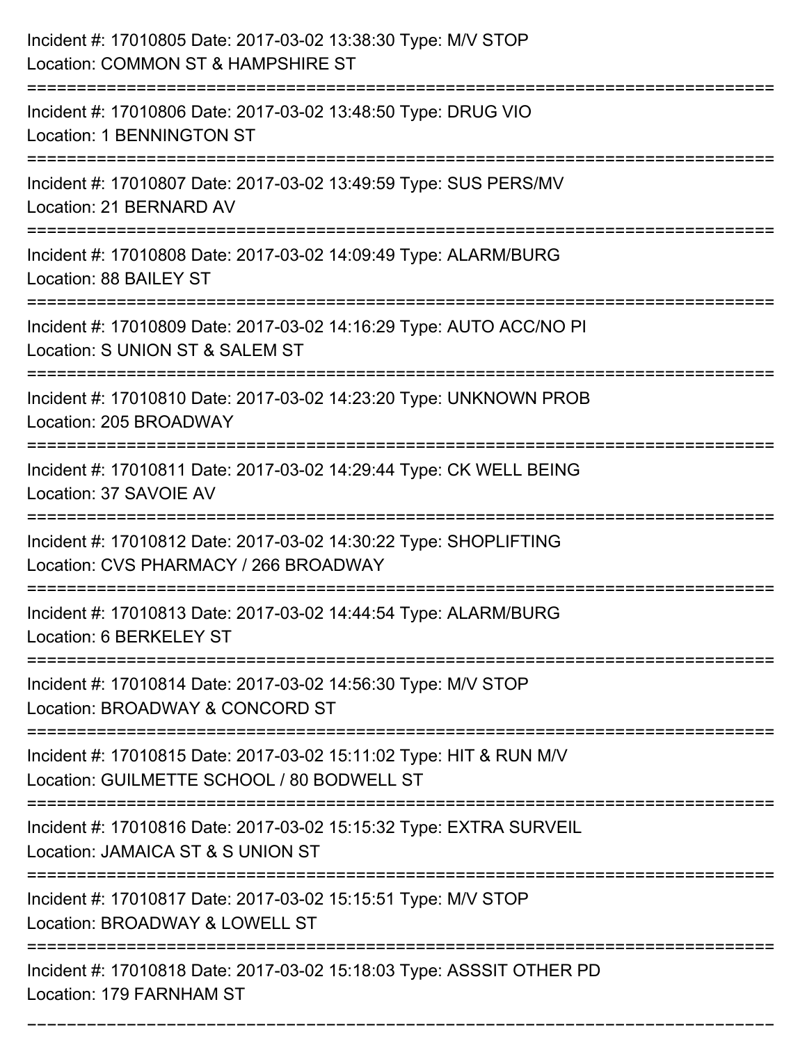Incident #: 17010805 Date: 2017-03-02 13:38:30 Type: M/V STOP
Location: COMMON ST & HAMPSHIRE ST

===========================================================================

Incident #: 17010806 Date: 2017-03-02 13:48:50 Type: DRUG VIO
Location: 1 BENNINGTON ST

===========================================================================

Incident #: 17010807 Date: 2017-03-02 13:49:59 Type: SUS PERS/MV
Location: 21 BERNARD AV

===========================================================================

Incident #: 17010808 Date: 2017-03-02 14:09:49 Type: ALARM/BURG
Location: 88 BAILEY ST

===========================================================================

Incident #: 17010809 Date: 2017-03-02 14:16:29 Type: AUTO ACC/NO PI
Location: S UNION ST & SALEM ST

===========================================================================

Incident #: 17010810 Date: 2017-03-02 14:23:20 Type: UNKNOWN PROB
Location: 205 BROADWAY

===========================================================================

Incident #: 17010811 Date: 2017-03-02 14:29:44 Type: CK WELL BEING
Location: 37 SAVOIE AV

===========================================================================

Incident #: 17010812 Date: 2017-03-02 14:30:22 Type: SHOPLIFTING
Location: CVS PHARMACY / 266 BROADWAY

===========================================================================

Incident #: 17010813 Date: 2017-03-02 14:44:54 Type: ALARM/BURG
Location: 6 BERKELEY ST

===========================================================================

Incident #: 17010814 Date: 2017-03-02 14:56:30 Type: M/V STOP
Location: BROADWAY & CONCORD ST

===========================================================================

Incident #: 17010815 Date: 2017-03-02 15:11:02 Type: HIT & RUN M/V
Location: GUILMETTE SCHOOL / 80 BODWELL ST

===========================================================================

Incident #: 17010816 Date: 2017-03-02 15:15:32 Type: EXTRA SURVEIL
Location: JAMAICA ST & S UNION ST

===========================================================================

Incident #: 17010817 Date: 2017-03-02 15:15:51 Type: M/V STOP
Location: BROADWAY & LOWELL ST

===========================================================================

Incident #: 17010818 Date: 2017-03-02 15:18:03 Type: ASSSIT OTHER PD
Location: 179 FARNHAM ST

===========================================================================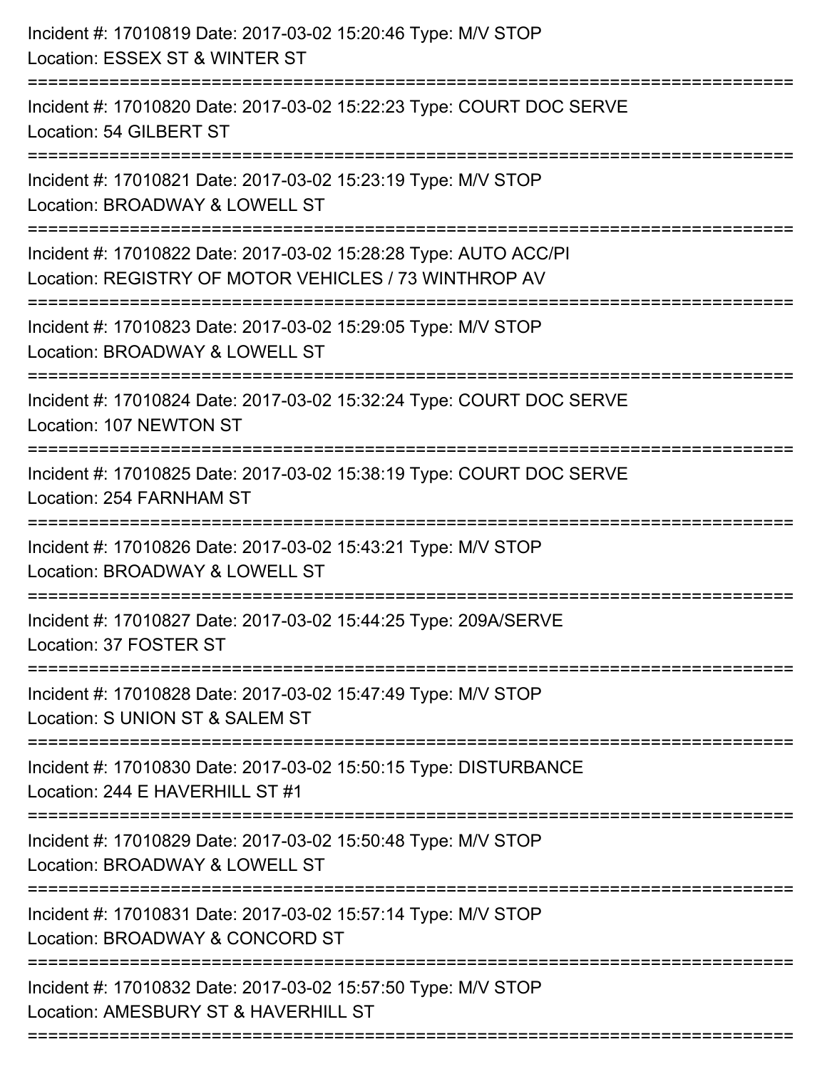Incident #: 17010819 Date: 2017-03-02 15:20:46 Type: M/V STOP
Location: ESSEX ST & WINTER ST

===========================================================================

Incident #: 17010820 Date: 2017-03-02 15:22:23 Type: COURT DOC SERVE
Location: 54 GILBERT ST

===========================================================================

Incident #: 17010821 Date: 2017-03-02 15:23:19 Type: M/V STOP
Location: BROADWAY & LOWELL ST

===========================================================================

Incident #: 17010822 Date: 2017-03-02 15:28:28 Type: AUTO ACC/PI
Location: REGISTRY OF MOTOR VEHICLES / 73 WINTHROP AV

===========================================================================

Incident #: 17010823 Date: 2017-03-02 15:29:05 Type: M/V STOP
Location: BROADWAY & LOWELL ST

===========================================================================

Incident #: 17010824 Date: 2017-03-02 15:32:24 Type: COURT DOC SERVE
Location: 107 NEWTON ST

===========================================================================

Incident #: 17010825 Date: 2017-03-02 15:38:19 Type: COURT DOC SERVE
Location: 254 FARNHAM ST

===========================================================================

Incident #: 17010826 Date: 2017-03-02 15:43:21 Type: M/V STOP
Location: BROADWAY & LOWELL ST

===========================================================================

Incident #: 17010827 Date: 2017-03-02 15:44:25 Type: 209A/SERVE
Location: 37 FOSTER ST

===========================================================================

Incident #: 17010828 Date: 2017-03-02 15:47:49 Type: M/V STOP
Location: S UNION ST & SALEM ST

===========================================================================

Incident #: 17010830 Date: 2017-03-02 15:50:15 Type: DISTURBANCE
Location: 244 E HAVERHILL ST #1

===========================================================================

Incident #: 17010829 Date: 2017-03-02 15:50:48 Type: M/V STOP
Location: BROADWAY & LOWELL ST

===========================================================================

Incident #: 17010831 Date: 2017-03-02 15:57:14 Type: M/V STOP
Location: BROADWAY & CONCORD ST

===========================================================================

Incident #: 17010832 Date: 2017-03-02 15:57:50 Type: M/V STOP
Location: AMESBURY ST & HAVERHILL ST

===========================================================================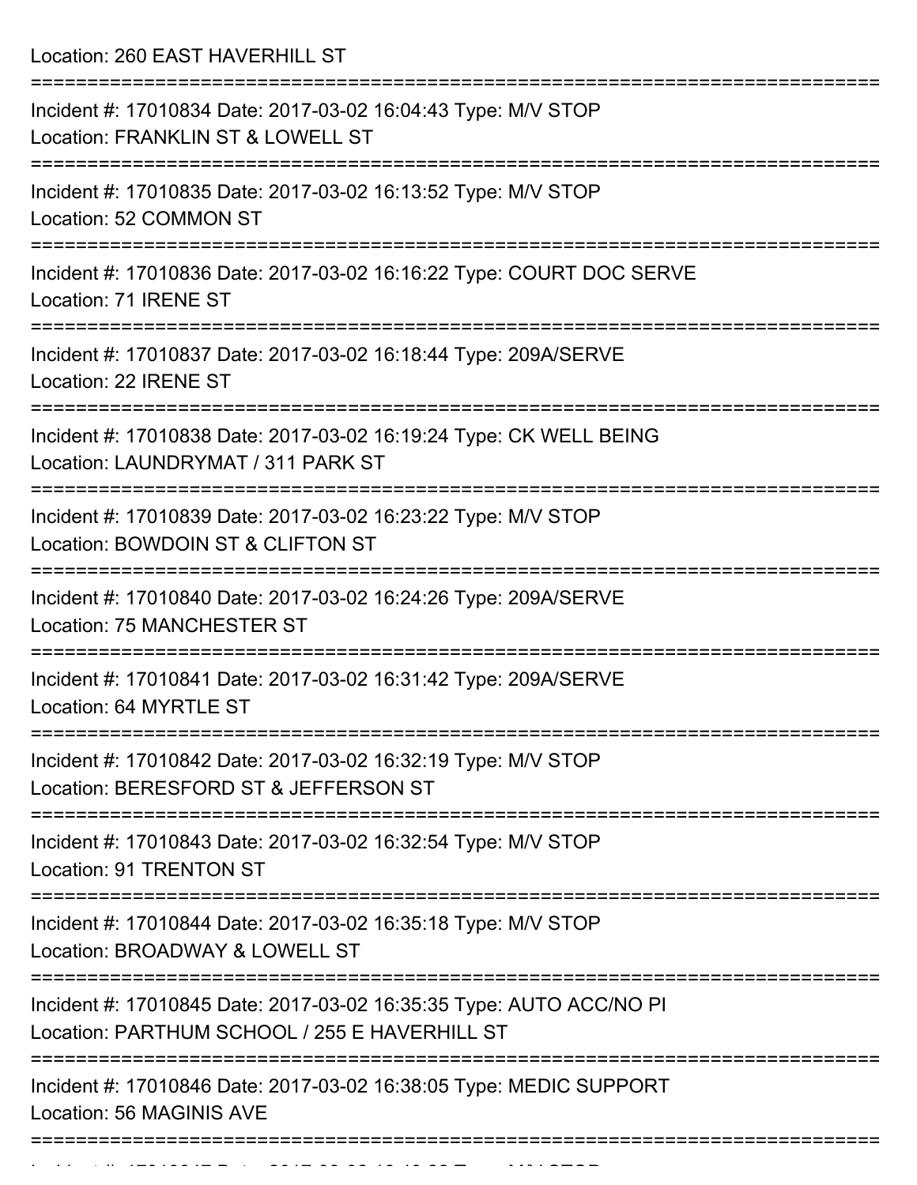Location: 260 EAST HAVERHILL ST

===========================================================================

Incident #: 17010834 Date: 2017-03-02 16:04:43 Type: M/V STOP
Location: FRANKLIN ST & LOWELL ST

===========================================================================

Incident #: 17010835 Date: 2017-03-02 16:13:52 Type: M/V STOP
Location: 52 COMMON ST

===========================================================================

Incident #: 17010836 Date: 2017-03-02 16:16:22 Type: COURT DOC SERVE
Location: 71 IRENE ST

===========================================================================

Incident #: 17010837 Date: 2017-03-02 16:18:44 Type: 209A/SERVE
Location: 22 IRENE ST

===========================================================================

Incident #: 17010838 Date: 2017-03-02 16:19:24 Type: CK WELL BEING
Location: LAUNDRYMAT / 311 PARK ST

===========================================================================

Incident #: 17010839 Date: 2017-03-02 16:23:22 Type: M/V STOP
Location: BOWDOIN ST & CLIFTON ST

===========================================================================

Incident #: 17010840 Date: 2017-03-02 16:24:26 Type: 209A/SERVE
Location: 75 MANCHESTER ST

===========================================================================

Incident #: 17010841 Date: 2017-03-02 16:31:42 Type: 209A/SERVE
Location: 64 MYRTLE ST

===========================================================================

Incident #: 17010842 Date: 2017-03-02 16:32:19 Type: M/V STOP
Location: BERESFORD ST & JEFFERSON ST

===========================================================================

Incident #: 17010843 Date: 2017-03-02 16:32:54 Type: M/V STOP
Location: 91 TRENTON ST

===========================================================================

Incident #: 17010844 Date: 2017-03-02 16:35:18 Type: M/V STOP
Location: BROADWAY & LOWELL ST

===========================================================================

Incident #: 17010845 Date: 2017-03-02 16:35:35 Type: AUTO ACC/NO PI
Location: PARTHUM SCHOOL / 255 E HAVERHILL ST

===========================================================================

Incident #: 17010846 Date: 2017-03-02 16:38:05 Type: MEDIC SUPPORT
Location: 56 MAGINIS AVE

===========================================================================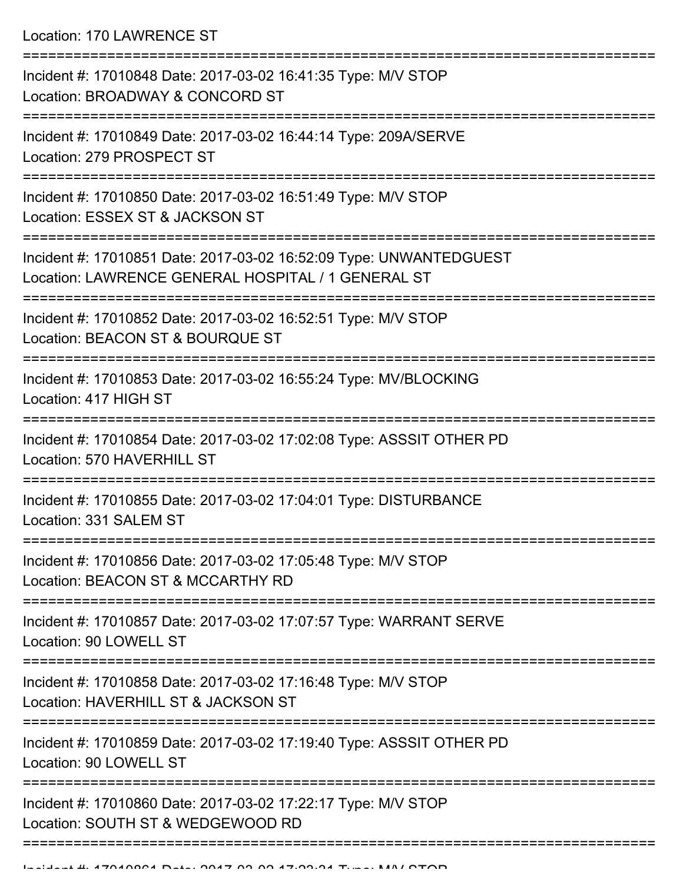Location: 170 LAWRENCE ST

===========================================================================

Incident #: 17010848 Date: 2017-03-02 16:41:35 Type: M/V STOP
Location: BROADWAY & CONCORD ST

===========================================================================

Incident #: 17010849 Date: 2017-03-02 16:44:14 Type: 209A/SERVE
Location: 279 PROSPECT ST

===========================================================================

Incident #: 17010850 Date: 2017-03-02 16:51:49 Type: M/V STOP
Location: ESSEX ST & JACKSON ST

===========================================================================

Incident #: 17010851 Date: 2017-03-02 16:52:09 Type: UNWANTEDGUEST
Location: LAWRENCE GENERAL HOSPITAL / 1 GENERAL ST

===========================================================================

Incident #: 17010852 Date: 2017-03-02 16:52:51 Type: M/V STOP
Location: BEACON ST & BOURQUE ST

===========================================================================

Incident #: 17010853 Date: 2017-03-02 16:55:24 Type: MV/BLOCKING
Location: 417 HIGH ST

===========================================================================

Incident #: 17010854 Date: 2017-03-02 17:02:08 Type: ASSSIT OTHER PD
Location: 570 HAVERHILL ST

===========================================================================

Incident #: 17010855 Date: 2017-03-02 17:04:01 Type: DISTURBANCE
Location: 331 SALEM ST

===========================================================================

Incident #: 17010856 Date: 2017-03-02 17:05:48 Type: M/V STOP
Location: BEACON ST & MCCARTHY RD

===========================================================================

Incident #: 17010857 Date: 2017-03-02 17:07:57 Type: WARRANT SERVE
Location: 90 LOWELL ST

===========================================================================

Incident #: 17010858 Date: 2017-03-02 17:16:48 Type: M/V STOP
Location: HAVERHILL ST & JACKSON ST

===========================================================================

Incident #: 17010859 Date: 2017-03-02 17:19:40 Type: ASSSIT OTHER PD
Location: 90 LOWELL ST

===========================================================================

Incident #: 17010860 Date: 2017-03-02 17:22:17 Type: M/V STOP
Location: SOUTH ST & WEDGEWOOD RD

===========================================================================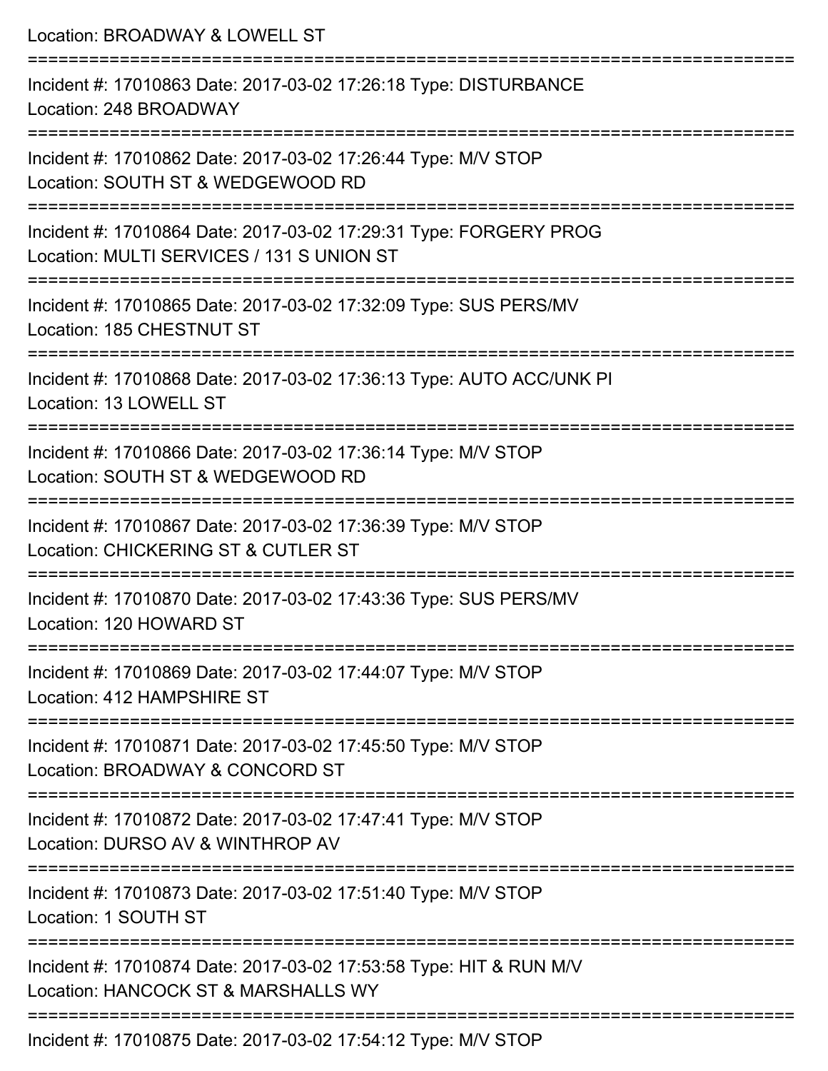Location: BROADWAY & LOWELL ST

===========================================================================

Incident #: 17010863 Date: 2017-03-02 17:26:18 Type: DISTURBANCE

Location: 248 BROADWAY

===========================================================================

Incident #: 17010862 Date: 2017-03-02 17:26:44 Type: M/V STOP

Location: SOUTH ST & WEDGEWOOD RD

===========================================================================

Incident #: 17010864 Date: 2017-03-02 17:29:31 Type: FORGERY PROG

Location: MULTI SERVICES / 131 S UNION ST

===========================================================================

Incident #: 17010865 Date: 2017-03-02 17:32:09 Type: SUS PERS/MV

Location: 185 CHESTNUT ST

===========================================================================

Incident #: 17010868 Date: 2017-03-02 17:36:13 Type: AUTO ACC/UNK PI

Location: 13 LOWELL ST

===========================================================================

Incident #: 17010866 Date: 2017-03-02 17:36:14 Type: M/V STOP

Location: SOUTH ST & WEDGEWOOD RD

===========================================================================

Incident #: 17010867 Date: 2017-03-02 17:36:39 Type: M/V STOP

Location: CHICKERING ST & CUTLER ST

===========================================================================

Incident #: 17010870 Date: 2017-03-02 17:43:36 Type: SUS PERS/MV

Location: 120 HOWARD ST

===========================================================================

Incident #: 17010869 Date: 2017-03-02 17:44:07 Type: M/V STOP

Location: 412 HAMPSHIRE ST

===========================================================================

Incident #: 17010871 Date: 2017-03-02 17:45:50 Type: M/V STOP

Location: BROADWAY & CONCORD ST

===========================================================================

Incident #: 17010872 Date: 2017-03-02 17:47:41 Type: M/V STOP

Location: DURSO AV & WINTHROP AV

===========================================================================

Incident #: 17010873 Date: 2017-03-02 17:51:40 Type: M/V STOP

Location: 1 SOUTH ST

===========================================================================

Incident #: 17010874 Date: 2017-03-02 17:53:58 Type: HIT & RUN M/V

Location: HANCOCK ST & MARSHALLS WY

===========================================================================

Incident #: 17010875 Date: 2017-03-02 17:54:12 Type: M/V STOP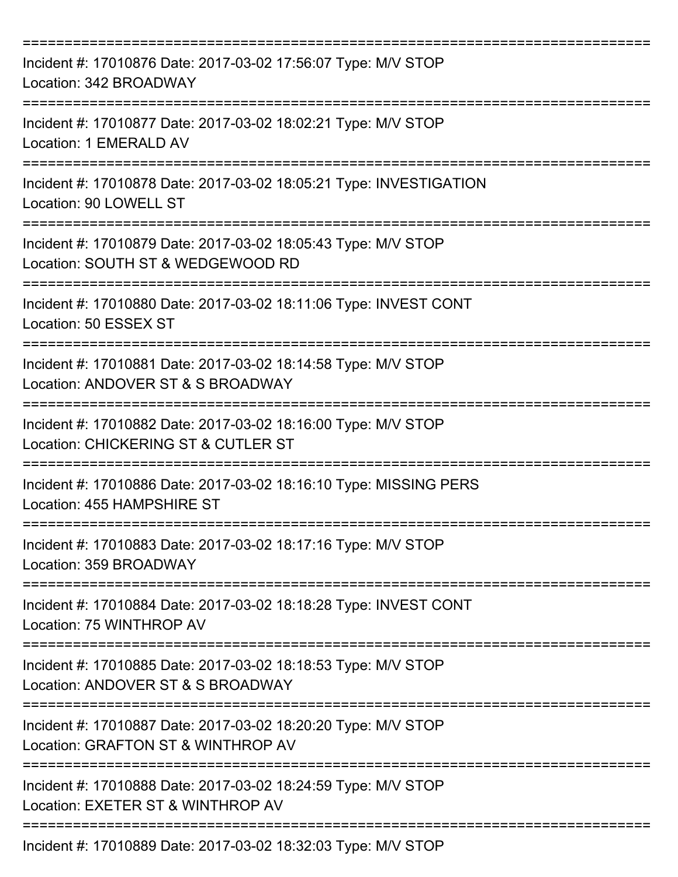===========================================================================

Incident #: 17010876 Date: 2017-03-02 17:56:07 Type: M/V STOP
Location: 342 BROADWAY

===========================================================================

Incident #: 17010877 Date: 2017-03-02 18:02:21 Type: M/V STOP
Location: 1 EMERALD AV

===========================================================================

Incident #: 17010878 Date: 2017-03-02 18:05:21 Type: INVESTIGATION
Location: 90 LOWELL ST

===========================================================================

Incident #: 17010879 Date: 2017-03-02 18:05:43 Type: M/V STOP
Location: SOUTH ST & WEDGEWOOD RD

===========================================================================

Incident #: 17010880 Date: 2017-03-02 18:11:06 Type: INVEST CONT
Location: 50 ESSEX ST

===========================================================================

Incident #: 17010881 Date: 2017-03-02 18:14:58 Type: M/V STOP
Location: ANDOVER ST & S BROADWAY

===========================================================================

Incident #: 17010882 Date: 2017-03-02 18:16:00 Type: M/V STOP
Location: CHICKERING ST & CUTLER ST

===========================================================================

Incident #: 17010886 Date: 2017-03-02 18:16:10 Type: MISSING PERS
Location: 455 HAMPSHIRE ST

===========================================================================

Incident #: 17010883 Date: 2017-03-02 18:17:16 Type: M/V STOP
Location: 359 BROADWAY

===========================================================================

Incident #: 17010884 Date: 2017-03-02 18:18:28 Type: INVEST CONT
Location: 75 WINTHROP AV

===========================================================================

Incident #: 17010885 Date: 2017-03-02 18:18:53 Type: M/V STOP
Location: ANDOVER ST & S BROADWAY

===========================================================================

Incident #: 17010887 Date: 2017-03-02 18:20:20 Type: M/V STOP
Location: GRAFTON ST & WINTHROP AV

===========================================================================

Incident #: 17010888 Date: 2017-03-02 18:24:59 Type: M/V STOP
Location: EXETER ST & WINTHROP AV

===========================================================================

Incident #: 17010889 Date: 2017-03-02 18:32:03 Type: M/V STOP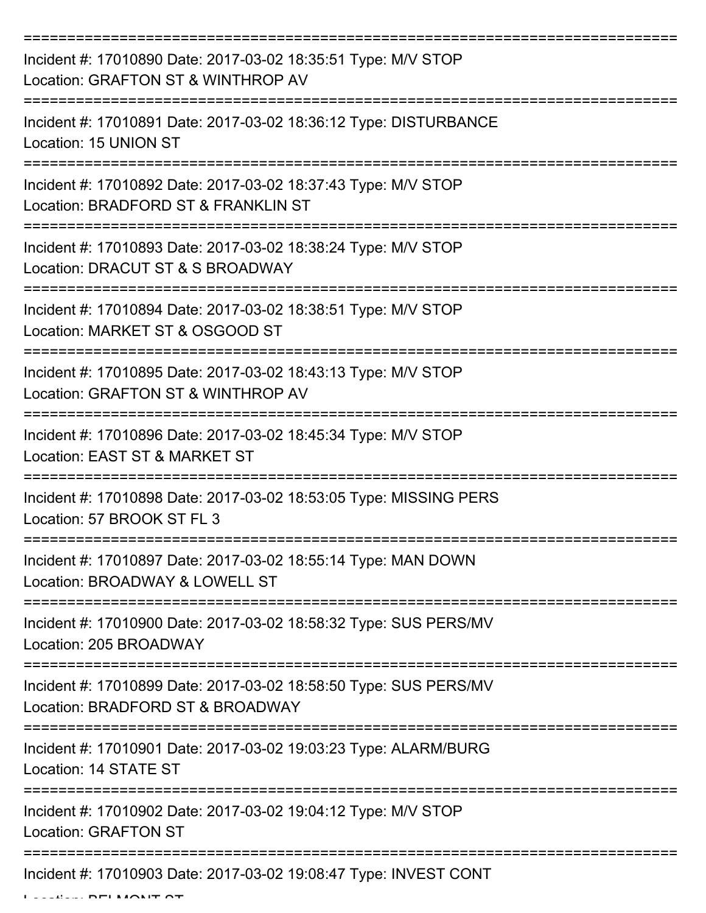===========================================================================

Incident #: 17010890 Date: 2017-03-02 18:35:51 Type: M/V STOP

Location: GRAFTON ST & WINTHROP AV

===========================================================================

Incident #: 17010891 Date: 2017-03-02 18:36:12 Type: DISTURBANCE

Location: 15 UNION ST

===========================================================================

Incident #: 17010892 Date: 2017-03-02 18:37:43 Type: M/V STOP

Location: BRADFORD ST & FRANKLIN ST

===========================================================================

Incident #: 17010893 Date: 2017-03-02 18:38:24 Type: M/V STOP

Location: DRACUT ST & S BROADWAY

===========================================================================

Incident #: 17010894 Date: 2017-03-02 18:38:51 Type: M/V STOP

Location: MARKET ST & OSGOOD ST

===========================================================================

Incident #: 17010895 Date: 2017-03-02 18:43:13 Type: M/V STOP

Location: GRAFTON ST & WINTHROP AV

===========================================================================

Incident #: 17010896 Date: 2017-03-02 18:45:34 Type: M/V STOP

Location: EAST ST & MARKET ST

===========================================================================

Incident #: 17010898 Date: 2017-03-02 18:53:05 Type: MISSING PERS

Location: 57 BROOK ST FL 3

===========================================================================

Incident #: 17010897 Date: 2017-03-02 18:55:14 Type: MAN DOWN

Location: BROADWAY & LOWELL ST

===========================================================================

Incident #: 17010900 Date: 2017-03-02 18:58:32 Type: SUS PERS/MV

Location: 205 BROADWAY

===========================================================================

Incident #: 17010899 Date: 2017-03-02 18:58:50 Type: SUS PERS/MV

Location: BRADFORD ST & BROADWAY

===========================================================================

Incident #: 17010901 Date: 2017-03-02 19:03:23 Type: ALARM/BURG

Location: 14 STATE ST

===========================================================================

Incident #: 17010902 Date: 2017-03-02 19:04:12 Type: M/V STOP

Location: GRAFTON ST

===========================================================================

Incident #: 17010903 Date: 2017-03-02 19:08:47 Type: INVEST CONT

Location: BELMONT ST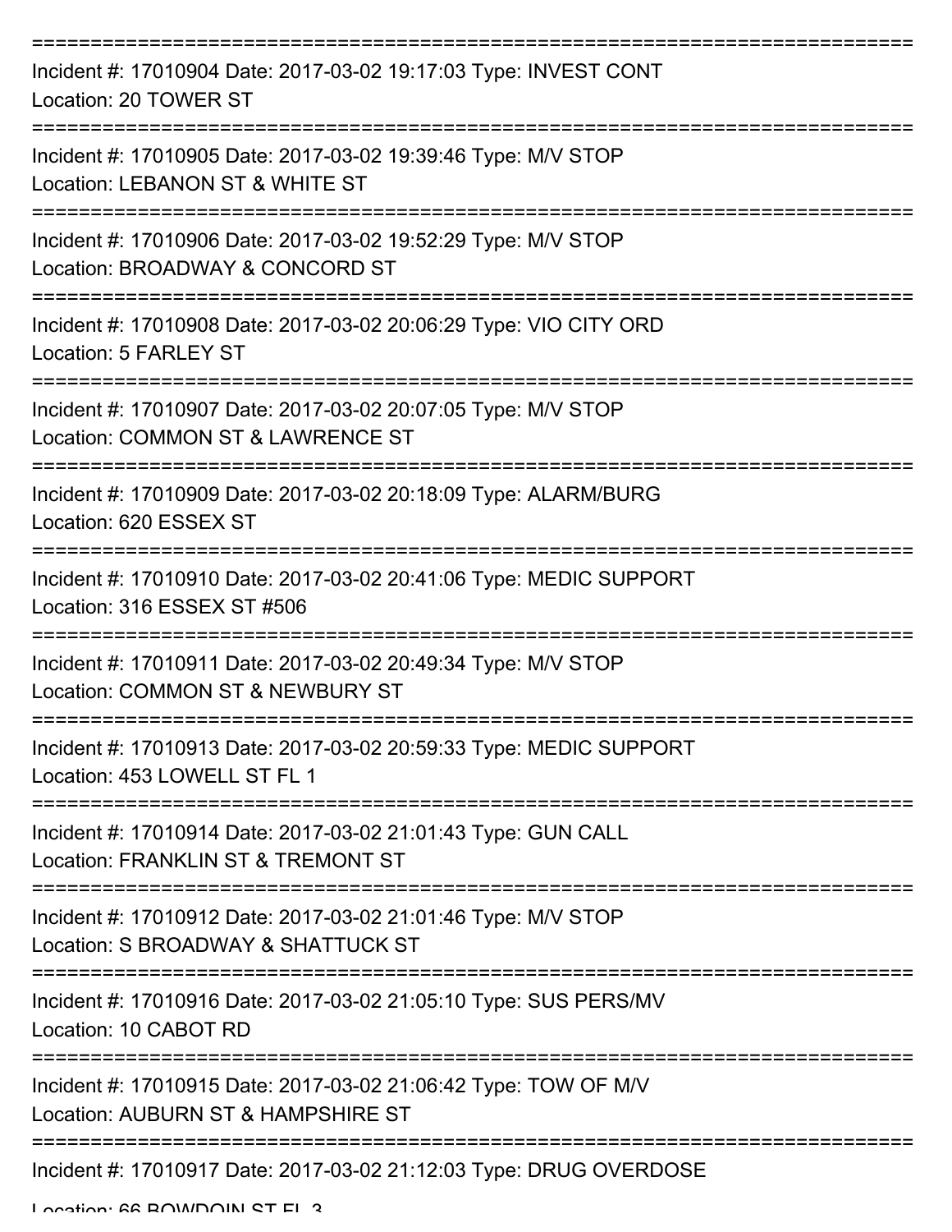===========================================================================
Incident #: 17010904 Date: 2017-03-02 19:17:03 Type: INVEST CONT
Location: 20 TOWER ST
===========================================================================
Incident #: 17010905 Date: 2017-03-02 19:39:46 Type: M/V STOP
Location: LEBANON ST & WHITE ST
===========================================================================
Incident #: 17010906 Date: 2017-03-02 19:52:29 Type: M/V STOP
Location: BROADWAY & CONCORD ST
===========================================================================
Incident #: 17010908 Date: 2017-03-02 20:06:29 Type: VIO CITY ORD
Location: 5 FARLEY ST
===========================================================================
Incident #: 17010907 Date: 2017-03-02 20:07:05 Type: M/V STOP
Location: COMMON ST & LAWRENCE ST
===========================================================================
Incident #: 17010909 Date: 2017-03-02 20:18:09 Type: ALARM/BURG
Location: 620 ESSEX ST
===========================================================================
Incident #: 17010910 Date: 2017-03-02 20:41:06 Type: MEDIC SUPPORT
Location: 316 ESSEX ST #506
===========================================================================
Incident #: 17010911 Date: 2017-03-02 20:49:34 Type: M/V STOP
Location: COMMON ST & NEWBURY ST
===========================================================================
Incident #: 17010913 Date: 2017-03-02 20:59:33 Type: MEDIC SUPPORT
Location: 453 LOWELL ST FL 1
===========================================================================
Incident #: 17010914 Date: 2017-03-02 21:01:43 Type: GUN CALL
Location: FRANKLIN ST & TREMONT ST
===========================================================================
Incident #: 17010912 Date: 2017-03-02 21:01:46 Type: M/V STOP
Location: S BROADWAY & SHATTUCK ST
===========================================================================
Incident #: 17010916 Date: 2017-03-02 21:05:10 Type: SUS PERS/MV
Location: 10 CABOT RD
===========================================================================
Incident #: 17010915 Date: 2017-03-02 21:06:42 Type: TOW OF M/V
Location: AUBURN ST & HAMPSHIRE ST
===========================================================================
Incident #: 17010917 Date: 2017-03-02 21:12:03 Type: DRUG OVERDOSE
Location: 66 BOWDOIN ST FL 3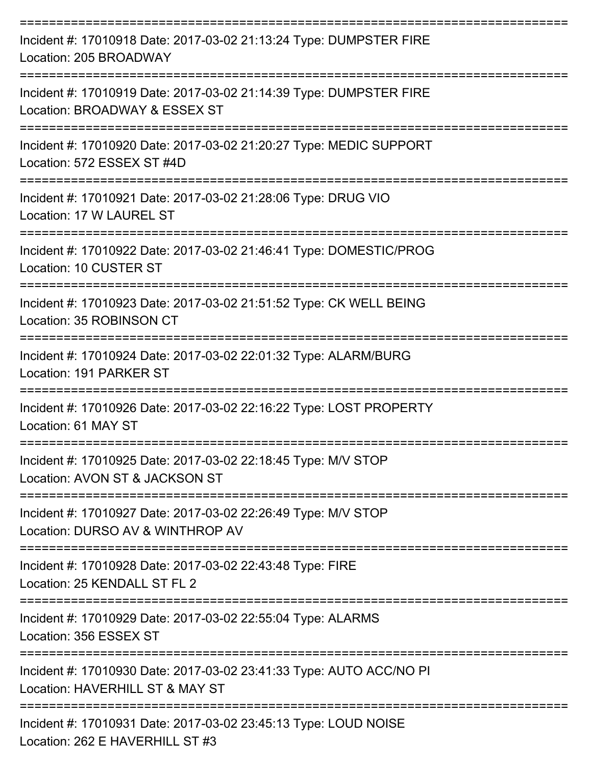===========================================================================
Incident #: 17010918 Date: 2017-03-02 21:13:24 Type: DUMPSTER FIRE
Location: 205 BROADWAY
===========================================================================
Incident #: 17010919 Date: 2017-03-02 21:14:39 Type: DUMPSTER FIRE
Location: BROADWAY & ESSEX ST
===========================================================================
Incident #: 17010920 Date: 2017-03-02 21:20:27 Type: MEDIC SUPPORT
Location: 572 ESSEX ST #4D
===========================================================================
Incident #: 17010921 Date: 2017-03-02 21:28:06 Type: DRUG VIO
Location: 17 W LAUREL ST
===========================================================================
Incident #: 17010922 Date: 2017-03-02 21:46:41 Type: DOMESTIC/PROG
Location: 10 CUSTER ST
===========================================================================
Incident #: 17010923 Date: 2017-03-02 21:51:52 Type: CK WELL BEING
Location: 35 ROBINSON CT
===========================================================================
Incident #: 17010924 Date: 2017-03-02 22:01:32 Type: ALARM/BURG
Location: 191 PARKER ST
===========================================================================
Incident #: 17010926 Date: 2017-03-02 22:16:22 Type: LOST PROPERTY
Location: 61 MAY ST
===========================================================================
Incident #: 17010925 Date: 2017-03-02 22:18:45 Type: M/V STOP
Location: AVON ST & JACKSON ST
===========================================================================
Incident #: 17010927 Date: 2017-03-02 22:26:49 Type: M/V STOP
Location: DURSO AV & WINTHROP AV
===========================================================================
Incident #: 17010928 Date: 2017-03-02 22:43:48 Type: FIRE
Location: 25 KENDALL ST FL 2
===========================================================================
Incident #: 17010929 Date: 2017-03-02 22:55:04 Type: ALARMS
Location: 356 ESSEX ST
===========================================================================
Incident #: 17010930 Date: 2017-03-02 23:41:33 Type: AUTO ACC/NO PI
Location: HAVERHILL ST & MAY ST
===========================================================================
Incident #: 17010931 Date: 2017-03-02 23:45:13 Type: LOUD NOISE
Location: 262 E HAVERHILL ST #3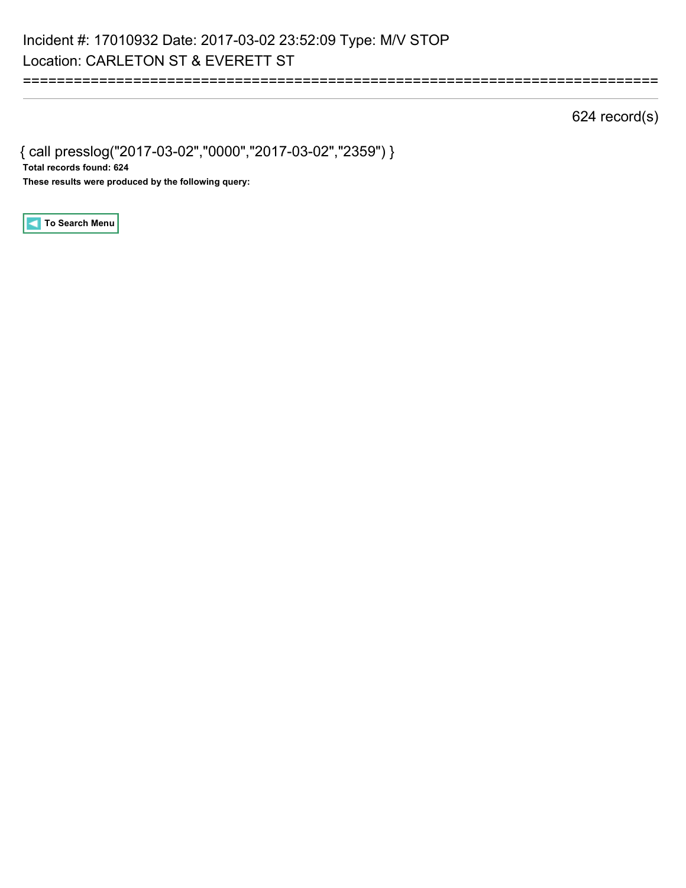Incident #: 17010932 Date: 2017-03-02 23:52:09 Type: M/V STOP
Location: CARLETON ST & EVERETT ST
===========================================================================

---

624 record(s)

{ call presslog("2017-03-02","0000","2017-03-02","2359") }

**Total records found: 624**

**These results were produced by the following query:**

**To Search Menu**